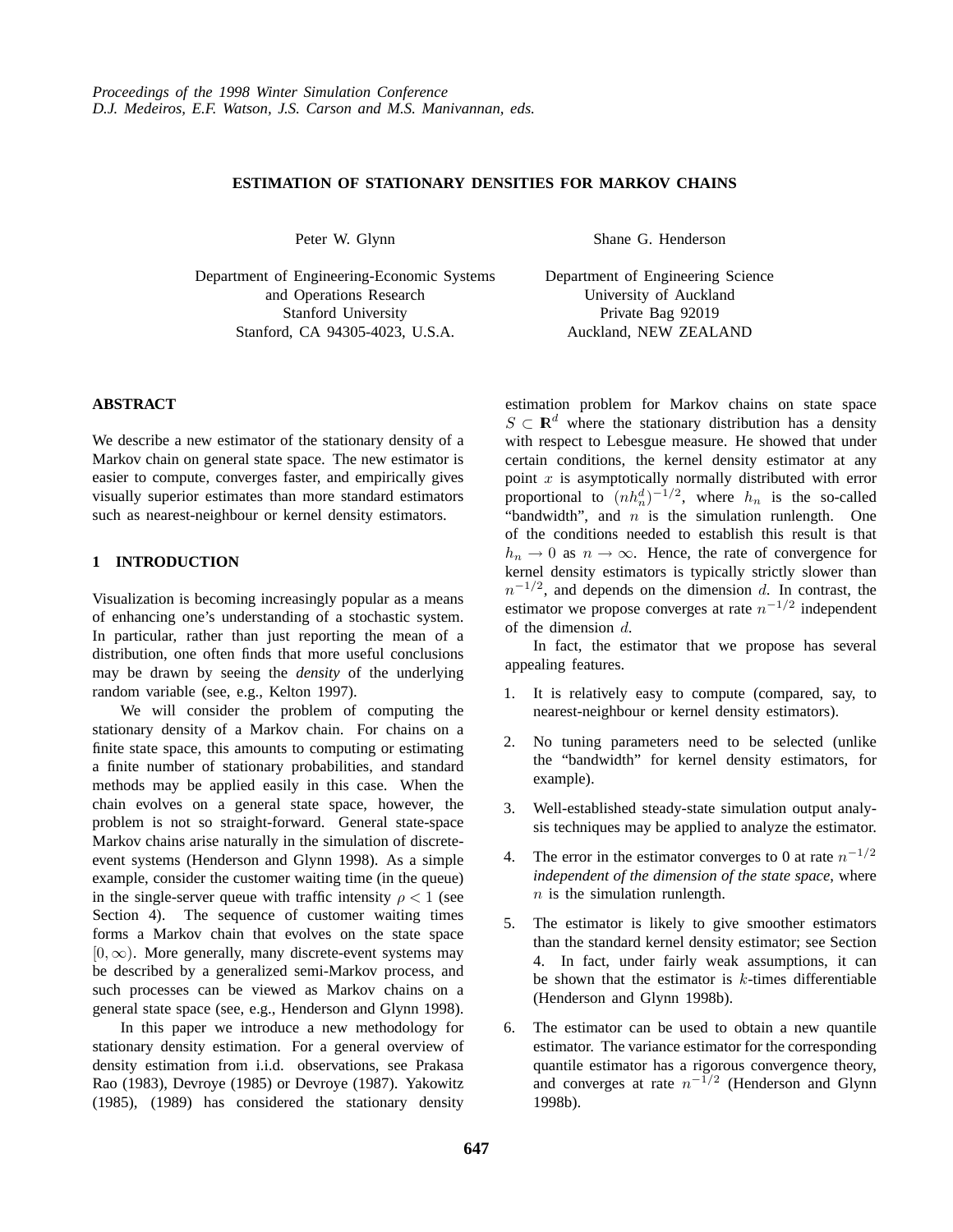# ESTIMATION OF STATIONARY DENSITIES FOR MARKOV CHAINS

Peter W. Glynn

Department of Engineering-Economic Systems
and Operations Research
Stanford University
Stanford, CA 94305-4023, U.S.A.

Shane G. Henderson

Department of Engineering Science
University of Auckland
Private Bag 92019
Auckland, NEW ZEALAND

## ABSTRACT

We describe a new estimator of the stationary density of a Markov chain on general state space. The new estimator is easier to compute, converges faster, and empirically gives visually superior estimates than more standard estimators such as nearest-neighbour or kernel density estimators.

## 1 INTRODUCTION

Visualization is becoming increasingly popular as a means of enhancing one's understanding of a stochastic system. In particular, rather than just reporting the mean of a distribution, one often finds that more useful conclusions may be drawn by seeing the *density* of the underlying random variable (see, e.g., Kelton 1997).

We will consider the problem of computing the stationary density of a Markov chain. For chains on a finite state space, this amounts to computing or estimating a finite number of stationary probabilities, and standard methods may be applied easily in this case. When the chain evolves on a general state space, however, the problem is not so straight-forward. General state-space Markov chains arise naturally in the simulation of discrete-event systems (Henderson and Glynn 1998). As a simple example, consider the customer waiting time (in the queue) in the single-server queue with traffic intensity $\rho < 1$ (see Section 4). The sequence of customer waiting times forms a Markov chain that evolves on the state space $[0, \infty)$. More generally, many discrete-event systems may be described by a generalized semi-Markov process, and such processes can be viewed as Markov chains on a general state space (see, e.g., Henderson and Glynn 1998).

In this paper we introduce a new methodology for stationary density estimation. For a general overview of density estimation from i.i.d. observations, see Prakasa Rao (1983), Devroye (1985) or Devroye (1987). Yakowitz (1985), (1989) has considered the stationary density estimation problem for Markov chains on state space $S \subset \mathbb{R}^d$ where the stationary distribution has a density with respect to Lebesgue measure. He showed that under certain conditions, the kernel density estimator at any point $x$ is asymptotically normally distributed with error proportional to $(nh_n^d)^{-1/2}$, where $h_n$ is the so-called "bandwidth", and $n$ is the simulation runlength. One of the conditions needed to establish this result is that $h_n \to 0$ as $n \to \infty$. Hence, the rate of convergence for kernel density estimators is typically strictly slower than $n^{-1/2}$, and depends on the dimension $d$. In contrast, the estimator we propose converges at rate $n^{-1/2}$ independent of the dimension $d$.

In fact, the estimator that we propose has several appealing features.

1. It is relatively easy to compute (compared, say, to nearest-neighbour or kernel density estimators).
2. No tuning parameters need to be selected (unlike the "bandwidth" for kernel density estimators, for example).
3. Well-established steady-state simulation output analysis techniques may be applied to analyze the estimator.
4. The error in the estimator converges to 0 at rate $n^{-1/2}$ *independent of the dimension of the state space*, where $n$ is the simulation runlength.
5. The estimator is likely to give smoother estimators than the standard kernel density estimator; see Section 4. In fact, under fairly weak assumptions, it can be shown that the estimator is $k$-times differentiable (Henderson and Glynn 1998b).
6. The estimator can be used to obtain a new quantile estimator. The variance estimator for the corresponding quantile estimator has a rigorous convergence theory, and converges at rate $n^{-1/2}$ (Henderson and Glynn 1998b).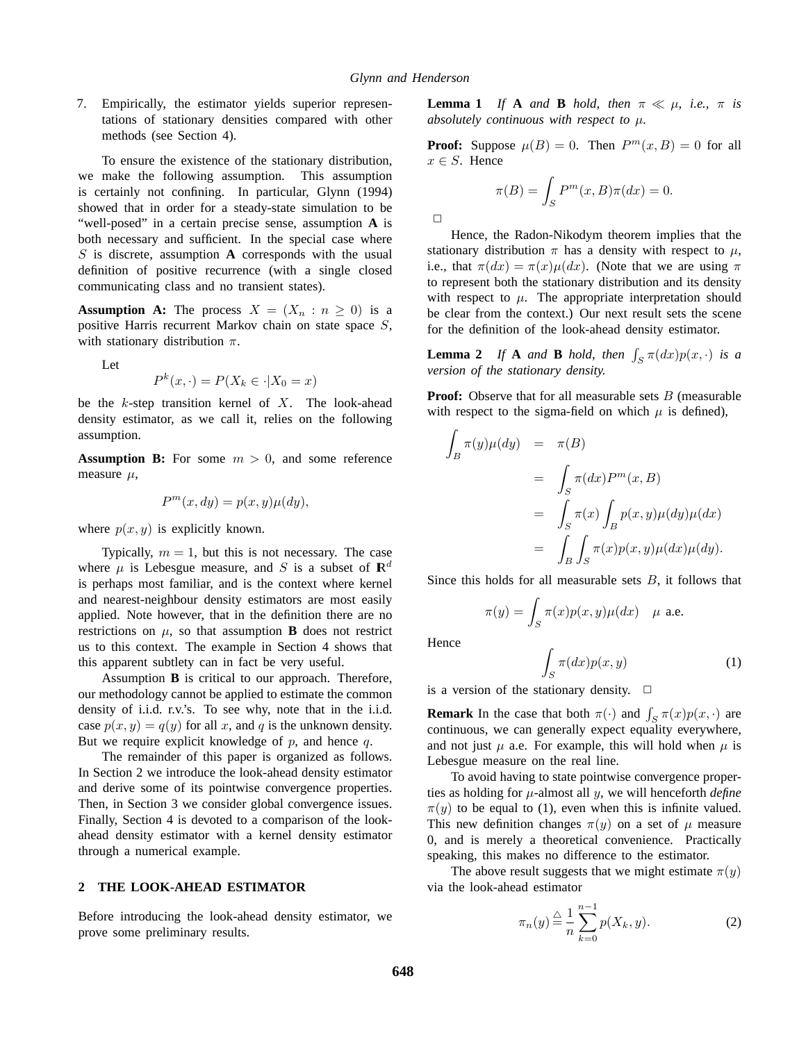7. Empirically, the estimator yields superior representations of stationary densities compared with other methods (see Section 4).

To ensure the existence of the stationary distribution, we make the following assumption. This assumption is certainly not confining. In particular, Glynn (1994) showed that in order for a steady-state simulation to be "well-posed" in a certain precise sense, assumption **A** is both necessary and sufficient. In the special case where $S$ is discrete, assumption **A** corresponds with the usual definition of positive recurrence (with a single closed communicating class and no transient states).

**Assumption A:** The process $X = (X_n : n \geq 0)$ is a positive Harris recurrent Markov chain on state space $S$, with stationary distribution $\pi$.

Let

$$P^k(x, \cdot) = P(X_k \in \cdot | X_0 = x)$$

be the $k$-step transition kernel of $X$. The look-ahead density estimator, as we call it, relies on the following assumption.

**Assumption B:** For some $m > 0$, and some reference measure $\mu$,

$$P^m(x, dy) = p(x, y)\mu(dy),$$

where $p(x, y)$ is explicitly known.

Typically, $m = 1$, but this is not necessary. The case where $\mu$ is Lebesgue measure, and $S$ is a subset of $\mathbf{R}^d$ is perhaps most familiar, and is the context where kernel and nearest-neighbour density estimators are most easily applied. Note however, that in the definition there are no restrictions on $\mu$, so that assumption **B** does not restrict us to this context. The example in Section 4 shows that this apparent subtlety can in fact be very useful.

Assumption **B** is critical to our approach. Therefore, our methodology cannot be applied to estimate the common density of i.i.d. r.v.'s. To see why, note that in the i.i.d. case $p(x, y) = q(y)$ for all $x$, and $q$ is the unknown density. But we require explicit knowledge of $p$, and hence $q$.

The remainder of this paper is organized as follows. In Section 2 we introduce the look-ahead density estimator and derive some of its pointwise convergence properties. Then, in Section 3 we consider global convergence issues. Finally, Section 4 is devoted to a comparison of the look-ahead density estimator with a kernel density estimator through a numerical example.

## 2 THE LOOK-AHEAD ESTIMATOR

Before introducing the look-ahead density estimator, we prove some preliminary results.

**Lemma 1** *If* **A** *and* **B** *hold, then* $\pi \ll \mu$, *i.e.,* $\pi$ *is absolutely continuous with respect to* $\mu$.

**Proof:** Suppose $\mu(B) = 0$. Then $P^m(x, B) = 0$ for all $x \in S$. Hence

$$\pi(B) = \int_S P^m(x, B)\pi(dx) = 0.$$

□

Hence, the Radon-Nikodym theorem implies that the stationary distribution $\pi$ has a density with respect to $\mu$, i.e., that $\pi(dx) = \pi(x)\mu(dx)$. (Note that we are using $\pi$ to represent both the stationary distribution and its density with respect to $\mu$. The appropriate interpretation should be clear from the context.) Our next result sets the scene for the definition of the look-ahead density estimator.

**Lemma 2** *If* **A** *and* **B** *hold, then* $\int_S \pi(dx)p(x, \cdot)$ *is a version of the stationary density.*

**Proof:** Observe that for all measurable sets $B$ (measurable with respect to the sigma-field on which $\mu$ is defined),

$$\begin{aligned}
\int_B \pi(y)\mu(dy) &= \pi(B) \\
&= \int_S \pi(dx)P^m(x, B) \\
&= \int_S \pi(x) \int_B p(x, y)\mu(dy)\mu(dx) \\
&= \int_B \int_S \pi(x)p(x, y)\mu(dx)\mu(dy).
\end{aligned}$$

Since this holds for all measurable sets $B$, it follows that

$$\pi(y) = \int_S \pi(x)p(x, y)\mu(dx) \quad \mu \text{ a.e.}$$

Hence

$$\int_S \pi(dx)p(x, y) \tag{1}$$

is a version of the stationary density. □

**Remark** In the case that both $\pi(\cdot)$ and $\int_S \pi(x)p(x, \cdot)$ are continuous, we can generally expect equality everywhere, and not just $\mu$ a.e. For example, this will hold when $\mu$ is Lebesgue measure on the real line.

To avoid having to state pointwise convergence properties as holding for $\mu$-almost all $y$, we will henceforth *define* $\pi(y)$ to be equal to (1), even when this is infinite valued. This new definition changes $\pi(y)$ on a set of $\mu$ measure 0, and is merely a theoretical convenience. Practically speaking, this makes no difference to the estimator.

The above result suggests that we might estimate $\pi(y)$ via the look-ahead estimator

$$\pi_n(y) \triangleq \frac{1}{n} \sum_{k=0}^{n-1} p(X_k, y). \tag{2}$$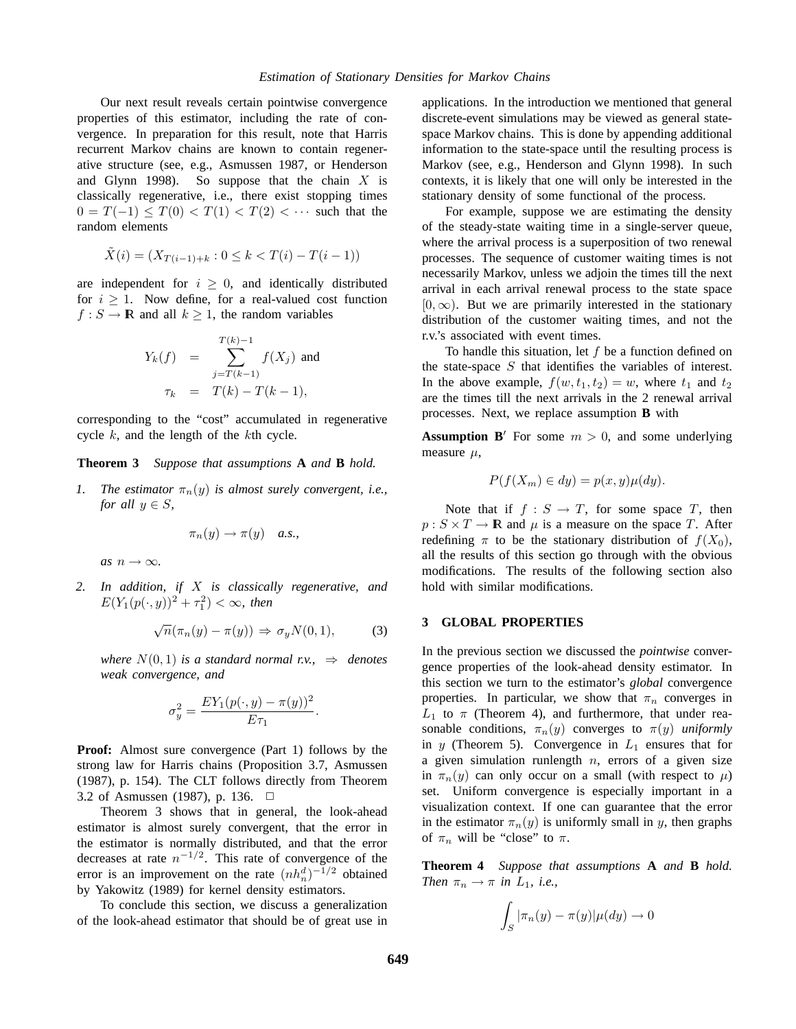Our next result reveals certain pointwise convergence properties of this estimator, including the rate of convergence. In preparation for this result, note that Harris recurrent Markov chains are known to contain regenerative structure (see, e.g., Asmussen 1987, or Henderson and Glynn 1998). So suppose that the chain $X$ is classically regenerative, i.e., there exist stopping times $0 = T(-1) \leq T(0) < T(1) < T(2) < \cdots$ such that the random elements

$$\tilde{X}(i) = (X_{T(i-1)+k} : 0 \leq k < T(i) - T(i-1))$$

are independent for $i \geq 0$, and identically distributed for $i \geq 1$. Now define, for a real-valued cost function $f : S \to \mathbb{R}$ and all $k \geq 1$, the random variables

$$\begin{aligned} Y_k(f) &= \sum_{j=T(k-1)}^{T(k)-1} f(X_j) \text{ and} \\ \tau_k &= T(k) - T(k-1), \end{aligned}$$

corresponding to the "cost" accumulated in regenerative cycle $k$, and the length of the $k$th cycle.

**Theorem 3** *Suppose that assumptions* **A** *and* **B** *hold.*

1. *The estimator $\pi_n(y)$ is almost surely convergent, i.e., for all $y \in S$,*

$$\pi_n(y) \to \pi(y) \quad a.s.,$$

*as $n \to \infty$.*

2. *In addition, if $X$ is classically regenerative, and $E(Y_1(p(\cdot, y))^2 + \tau_1^2) < \infty$, then*

$$\sqrt{n}(\pi_n(y) - \pi(y)) \Rightarrow \sigma_y N(0, 1), \tag{3}$$

*where $N(0, 1)$ is a standard normal r.v., $\Rightarrow$ denotes weak convergence, and*

$$\sigma_y^2 = \frac{EY_1(p(\cdot, y) - \pi(y))^2}{E\tau_1}.$$

**Proof:** Almost sure convergence (Part 1) follows by the strong law for Harris chains (Proposition 3.7, Asmussen (1987), p. 154). The CLT follows directly from Theorem 3.2 of Asmussen (1987), p. 136. □

Theorem 3 shows that in general, the look-ahead estimator is almost surely convergent, that the error in the estimator is normally distributed, and that the error decreases at rate $n^{-1/2}$. This rate of convergence of the error is an improvement on the rate $(nh_n^d)^{-1/2}$ obtained by Yakowitz (1989) for kernel density estimators.

To conclude this section, we discuss a generalization of the look-ahead estimator that should be of great use in applications. In the introduction we mentioned that general discrete-event simulations may be viewed as general state-space Markov chains. This is done by appending additional information to the state-space until the resulting process is Markov (see, e.g., Henderson and Glynn 1998). In such contexts, it is likely that one will only be interested in the stationary density of some functional of the process.

For example, suppose we are estimating the density of the steady-state waiting time in a single-server queue, where the arrival process is a superposition of two renewal processes. The sequence of customer waiting times is not necessarily Markov, unless we adjoin the times till the next arrival in each arrival renewal process to the state space $[0, \infty)$. But we are primarily interested in the stationary distribution of the customer waiting times, and not the r.v.'s associated with event times.

To handle this situation, let $f$ be a function defined on the state-space $S$ that identifies the variables of interest. In the above example, $f(w, t_1, t_2) = w$, where $t_1$ and $t_2$ are the times till the next arrivals in the 2 renewal arrival processes. Next, we replace assumption **B** with

**Assumption B$'$** For some $m > 0$, and some underlying measure $\mu$,

$$P(f(X_m) \in dy) = p(x, y)\mu(dy).$$

Note that if $f : S \to T$, for some space $T$, then $p : S \times T \to \mathbb{R}$ and $\mu$ is a measure on the space $T$. After redefining $\pi$ to be the stationary distribution of $f(X_0)$, all the results of this section go through with the obvious modifications. The results of the following section also hold with similar modifications.

## 3 GLOBAL PROPERTIES

In the previous section we discussed the *pointwise* convergence properties of the look-ahead density estimator. In this section we turn to the estimator's *global* convergence properties. In particular, we show that $\pi_n$ converges in $L_1$ to $\pi$ (Theorem 4), and furthermore, that under reasonable conditions, $\pi_n(y)$ converges to $\pi(y)$ *uniformly* in $y$ (Theorem 5). Convergence in $L_1$ ensures that for a given simulation runlength $n$, errors of a given size in $\pi_n(y)$ can only occur on a small (with respect to $\mu$) set. Uniform convergence is especially important in a visualization context. If one can guarantee that the error in the estimator $\pi_n(y)$ is uniformly small in $y$, then graphs of $\pi_n$ will be "close" to $\pi$.

**Theorem 4** *Suppose that assumptions* **A** *and* **B** *hold. Then $\pi_n \to \pi$ in $L_1$, i.e.,*

$$\int_S |\pi_n(y) - \pi(y)|\mu(dy) \to 0$$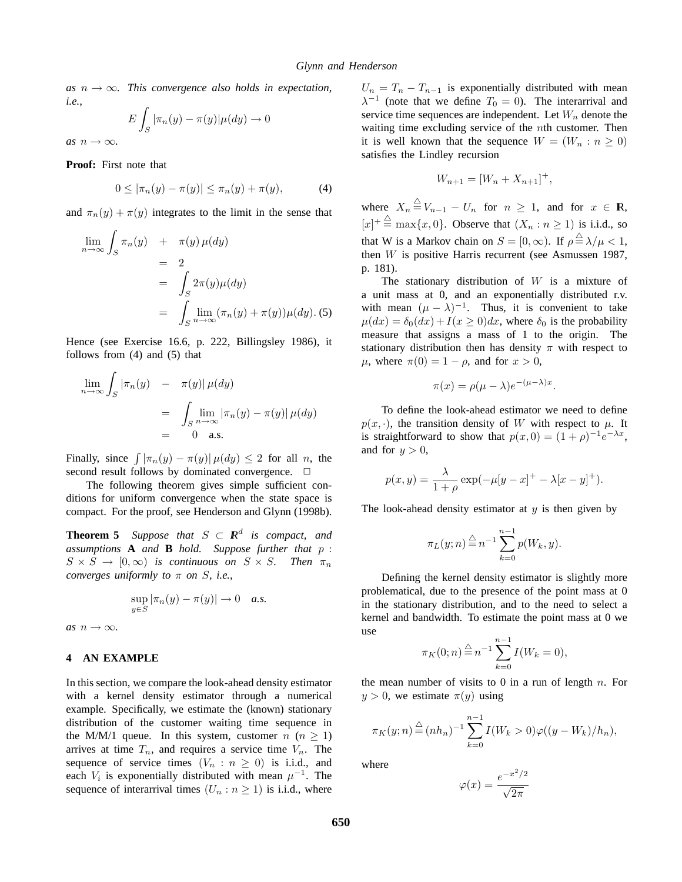*as* $n \to \infty$. *This convergence also holds in expectation, i.e.,*

$$E \int_S |\pi_n(y) - \pi(y)| \mu(dy) \to 0$$

*as* $n \to \infty$.

**Proof:** First note that

$$0 \leq |\pi_n(y) - \pi(y)| \leq \pi_n(y) + \pi(y), \tag{4}$$

and $\pi_n(y) + \pi(y)$ integrates to the limit in the sense that

$$\begin{aligned} \lim_{n\to\infty} \int_S \pi_n(y) \quad &+ \quad \pi(y)\, \mu(dy) \\ &= \quad 2 \\ &= \quad \int_S 2\pi(y) \mu(dy) \\ &= \quad \int_S \lim_{n\to\infty} (\pi_n(y) + \pi(y)) \mu(dy). \end{aligned} \tag{5}$$

Hence (see Exercise 16.6, p. 222, Billingsley 1986), it follows from (4) and (5) that

$$\begin{aligned} \lim_{n\to\infty} \int_S |\pi_n(y) \quad &- \quad \pi(y)|\, \mu(dy) \\ &= \quad \int_S \lim_{n\to\infty} |\pi_n(y) - \pi(y)|\, \mu(dy) \\ &= \quad 0 \quad \text{a.s.} \end{aligned}$$

Finally, since $\int |\pi_n(y) - \pi(y)|\, \mu(dy) \leq 2$ for all $n$, the second result follows by dominated convergence. □

The following theorem gives simple sufficient conditions for uniform convergence when the state space is compact. For the proof, see Henderson and Glynn (1998b).

**Theorem 5** *Suppose that $S \subset \mathbb{R}^d$ is compact, and assumptions* **A** *and* **B** *hold. Suppose further that $p : S \times S \to [0, \infty)$ is continuous on $S \times S$. Then $\pi_n$ converges uniformly to $\pi$ on $S$, i.e.,*

$$\sup_{y \in S} |\pi_n(y) - \pi(y)| \to 0 \quad \textit{a.s.}$$

*as* $n \to \infty$.

## 4 AN EXAMPLE

In this section, we compare the look-ahead density estimator with a kernel density estimator through a numerical example. Specifically, we estimate the (known) stationary distribution of the customer waiting time sequence in the M/M/1 queue. In this system, customer $n$ ($n \geq 1$) arrives at time $T_n$, and requires a service time $V_n$. The sequence of service times $(V_n : n \geq 0)$ is i.i.d., and each $V_i$ is exponentially distributed with mean $\mu^{-1}$. The sequence of interarrival times $(U_n : n \geq 1)$ is i.i.d., where $U_n = T_n - T_{n-1}$ is exponentially distributed with mean $\lambda^{-1}$ (note that we define $T_0 = 0$). The interarrival and service time sequences are independent. Let $W_n$ denote the waiting time excluding service of the $n$th customer. Then it is well known that the sequence $W = (W_n : n \geq 0)$ satisfies the Lindley recursion

$$W_{n+1} = [W_n + X_{n+1}]^+,$$

where $X_n \stackrel{\triangle}{=} V_{n-1} - U_n$ for $n \geq 1$, and for $x \in \mathbb{R}$, $[x]^+ \stackrel{\triangle}{=} \max\{x, 0\}$. Observe that $(X_n : n \geq 1)$ is i.i.d., so that W is a Markov chain on $S = [0, \infty)$. If $\rho \stackrel{\triangle}{=} \lambda/\mu < 1$, then $W$ is positive Harris recurrent (see Asmussen 1987, p. 181).

The stationary distribution of $W$ is a mixture of a unit mass at 0, and an exponentially distributed r.v. with mean $(\mu - \lambda)^{-1}$. Thus, it is convenient to take $\mu(dx) = \delta_0(dx) + I(x \geq 0)dx$, where $\delta_0$ is the probability measure that assigns a mass of 1 to the origin. The stationary distribution then has density $\pi$ with respect to $\mu$, where $\pi(0) = 1 - \rho$, and for $x > 0$,

$$\pi(x) = \rho(\mu - \lambda)e^{-(\mu-\lambda)x}.$$

To define the look-ahead estimator we need to define $p(x, \cdot)$, the transition density of $W$ with respect to $\mu$. It is straightforward to show that $p(x, 0) = (1 + \rho)^{-1}e^{-\lambda x}$, and for $y > 0$,

$$p(x, y) = \frac{\lambda}{1 + \rho} \exp(-\mu[y - x]^+ - \lambda[x - y]^+).$$

The look-ahead density estimator at $y$ is then given by

$$\pi_L(y; n) \stackrel{\triangle}{=} n^{-1} \sum_{k=0}^{n-1} p(W_k, y).$$

Defining the kernel density estimator is slightly more problematical, due to the presence of the point mass at 0 in the stationary distribution, and to the need to select a kernel and bandwidth. To estimate the point mass at 0 we use

$$\pi_K(0; n) \stackrel{\triangle}{=} n^{-1} \sum_{k=0}^{n-1} I(W_k = 0),$$

the mean number of visits to 0 in a run of length $n$. For $y > 0$, we estimate $\pi(y)$ using

$$\pi_K(y; n) \stackrel{\triangle}{=} (nh_n)^{-1} \sum_{k=0}^{n-1} I(W_k > 0)\varphi((y - W_k)/h_n),$$

where

$$\varphi(x) = \frac{e^{-x^2/2}}{\sqrt{2\pi}}$$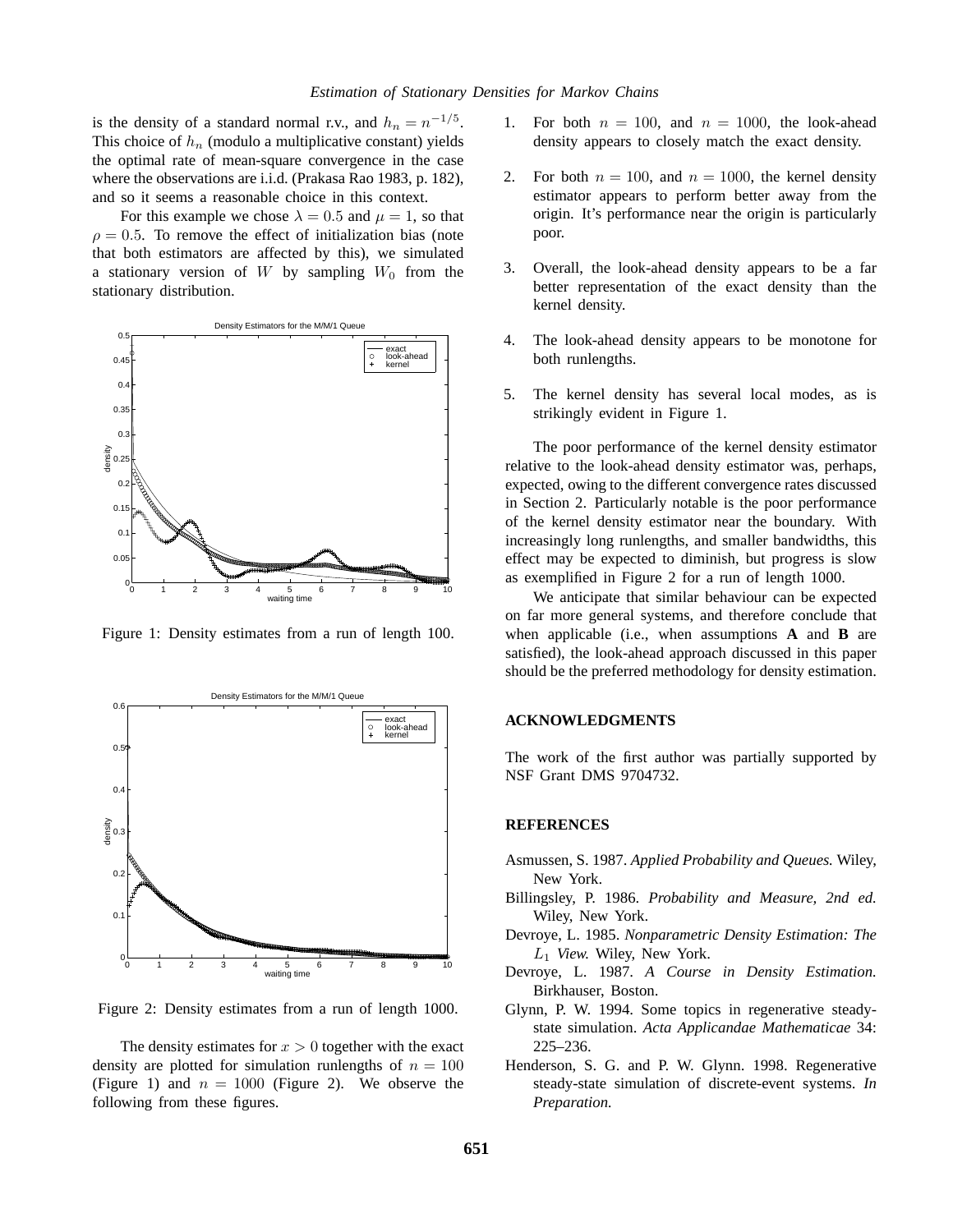is the density of a standard normal r.v., and $h_n = n^{-1/5}$. This choice of $h_n$ (modulo a multiplicative constant) yields the optimal rate of mean-square convergence in the case where the observations are i.i.d. (Prakasa Rao 1983, p. 182), and so it seems a reasonable choice in this context.

For this example we chose $\lambda = 0.5$ and $\mu = 1$, so that $\rho = 0.5$. To remove the effect of initialization bias (note that both estimators are affected by this), we simulated a stationary version of $W$ by sampling $W_0$ from the stationary distribution.

Figure 1: Density estimates from a run of length 100.

Figure 2: Density estimates from a run of length 1000.

The density estimates for $x > 0$ together with the exact density are plotted for simulation runlengths of $n = 100$ (Figure 1) and $n = 1000$ (Figure 2). We observe the following from these figures.

1. For both $n = 100$, and $n = 1000$, the look-ahead density appears to closely match the exact density.
2. For both $n = 100$, and $n = 1000$, the kernel density estimator appears to perform better away from the origin. It's performance near the origin is particularly poor.
3. Overall, the look-ahead density appears to be a far better representation of the exact density than the kernel density.
4. The look-ahead density appears to be monotone for both runlengths.
5. The kernel density has several local modes, as is strikingly evident in Figure 1.

The poor performance of the kernel density estimator relative to the look-ahead density estimator was, perhaps, expected, owing to the different convergence rates discussed in Section 2. Particularly notable is the poor performance of the kernel density estimator near the boundary. With increasingly long runlengths, and smaller bandwidths, this effect may be expected to diminish, but progress is slow as exemplified in Figure 2 for a run of length 1000.

We anticipate that similar behaviour can be expected on far more general systems, and therefore conclude that when applicable (i.e., when assumptions **A** and **B** are satisfied), the look-ahead approach discussed in this paper should be the preferred methodology for density estimation.

## ACKNOWLEDGMENTS

The work of the first author was partially supported by NSF Grant DMS 9704732.

## REFERENCES

Asmussen, S. 1987. *Applied Probability and Queues.* Wiley, New York.

Billingsley, P. 1986. *Probability and Measure, 2nd ed.* Wiley, New York.

Devroye, L. 1985. *Nonparametric Density Estimation: The $L_1$ View.* Wiley, New York.

Devroye, L. 1987. *A Course in Density Estimation.* Birkhauser, Boston.

Glynn, P. W. 1994. Some topics in regenerative steady-state simulation. *Acta Applicandae Mathematicae* 34: 225–236.

Henderson, S. G. and P. W. Glynn. 1998. Regenerative steady-state simulation of discrete-event systems. *In Preparation.*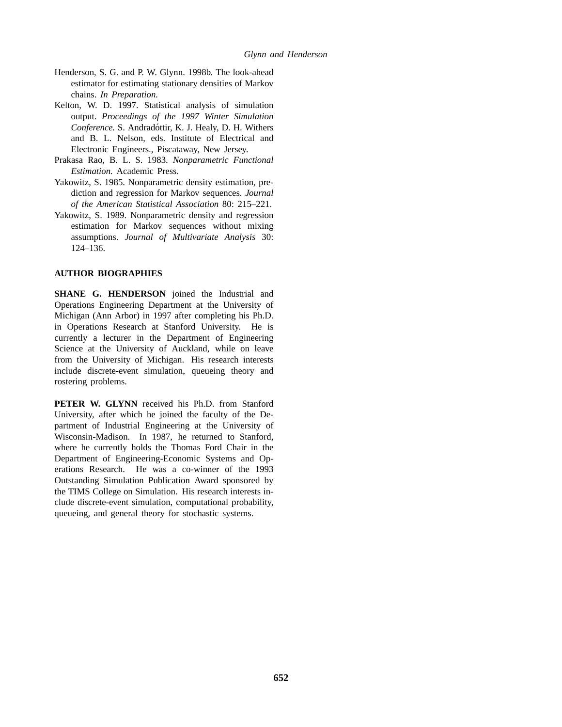Henderson, S. G. and P. W. Glynn. 1998b. The look-ahead estimator for estimating stationary densities of Markov chains. *In Preparation.*

Kelton, W. D. 1997. Statistical analysis of simulation output. *Proceedings of the 1997 Winter Simulation Conference.* S. Andradóttir, K. J. Healy, D. H. Withers and B. L. Nelson, eds. Institute of Electrical and Electronic Engineers., Piscataway, New Jersey.

Prakasa Rao, B. L. S. 1983. *Nonparametric Functional Estimation.* Academic Press.

Yakowitz, S. 1985. Nonparametric density estimation, prediction and regression for Markov sequences. *Journal of the American Statistical Association* 80: 215–221.

Yakowitz, S. 1989. Nonparametric density and regression estimation for Markov sequences without mixing assumptions. *Journal of Multivariate Analysis* 30: 124–136.

## AUTHOR BIOGRAPHIES

**SHANE G. HENDERSON** joined the Industrial and Operations Engineering Department at the University of Michigan (Ann Arbor) in 1997 after completing his Ph.D. in Operations Research at Stanford University. He is currently a lecturer in the Department of Engineering Science at the University of Auckland, while on leave from the University of Michigan. His research interests include discrete-event simulation, queueing theory and rostering problems.

**PETER W. GLYNN** received his Ph.D. from Stanford University, after which he joined the faculty of the Department of Industrial Engineering at the University of Wisconsin-Madison. In 1987, he returned to Stanford, where he currently holds the Thomas Ford Chair in the Department of Engineering-Economic Systems and Operations Research. He was a co-winner of the 1993 Outstanding Simulation Publication Award sponsored by the TIMS College on Simulation. His research interests include discrete-event simulation, computational probability, queueing, and general theory for stochastic systems.